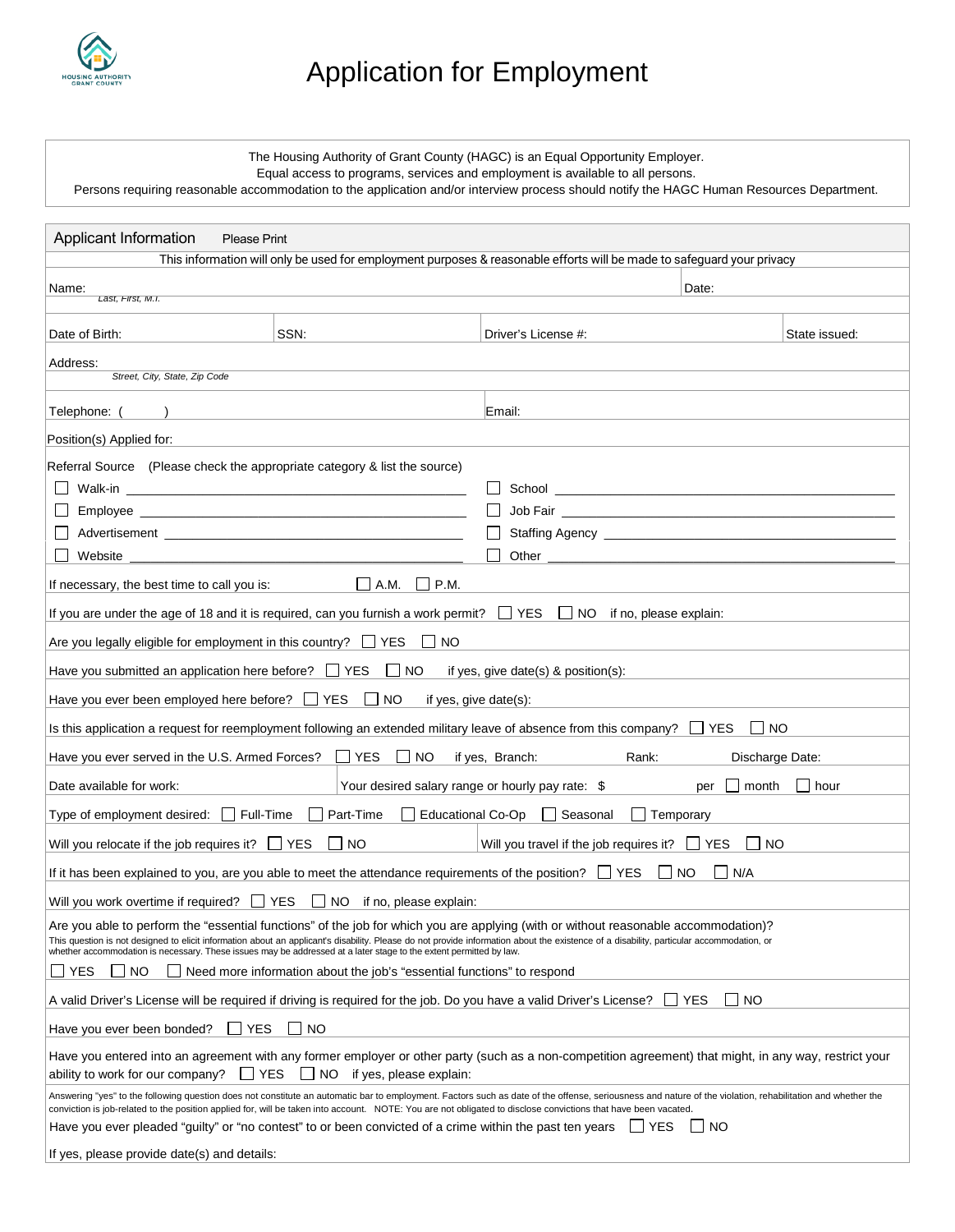# Application for Employment

The Housing Authority of Grant County (HAGC) is an Equal Opportunity Employer.
Equal access to programs, services and employment is available to all persons.
Persons requiring reasonable accommodation to the application and/or interview process should notify the HAGC Human Resources Department.

## Applicant Information — Please Print

This information will only be used for employment purposes & reasonable efforts will be made to safeguard your privacy

Name: *Last, First, M.I.* — Date:

Date of Birth: — SSN: — Driver's License #: — State issued:

Address: *Street, City, State, Zip Code*

Telephone: ( ) — Email:

Position(s) Applied for:

Referral Source (Please check the appropriate category & list the source)

- ☐ Walk-in ______
- ☐ Employee ______
- ☐ Advertisement ______
- ☐ Website ______
- ☐ School ______
- ☐ Job Fair ______
- ☐ Staffing Agency ______
- ☐ Other ______

If necessary, the best time to call you is: ☐ A.M. ☐ P.M.

If you are under the age of 18 and it is required, can you furnish a work permit? ☐ YES ☐ NO if no, please explain:

Are you legally eligible for employment in this country? ☐ YES ☐ NO

Have you submitted an application here before? ☐ YES ☐ NO if yes, give date(s) & position(s):

Have you ever been employed here before? ☐ YES ☐ NO if yes, give date(s):

Is this application a request for reemployment following an extended military leave of absence from this company? ☐ YES ☐ NO

Have you ever served in the U.S. Armed Forces? ☐ YES ☐ NO if yes, Branch: Rank: Discharge Date:

Date available for work: — Your desired salary range or hourly pay rate: $ per ☐ month ☐ hour

Type of employment desired: ☐ Full-Time ☐ Part-Time ☐ Educational Co-Op ☐ Seasonal ☐ Temporary

Will you relocate if the job requires it? ☐ YES ☐ NO — Will you travel if the job requires it? ☐ YES ☐ NO

If it has been explained to you, are you able to meet the attendance requirements of the position? ☐ YES ☐ NO ☐ N/A

Will you work overtime if required? ☐ YES ☐ NO if no, please explain:

Are you able to perform the "essential functions" of the job for which you are applying (with or without reasonable accommodation)?
This question is not designed to elicit information about an applicant's disability. Please do not provide information about the existence of a disability, particular accommodation, or whether accommodation is necessary. These issues may be addressed at a later stage to the extent permitted by law.

☐ YES ☐ NO ☐ Need more information about the job's "essential functions" to respond

A valid Driver's License will be required if driving is required for the job. Do you have a valid Driver's License? ☐ YES ☐ NO

Have you ever been bonded? ☐ YES ☐ NO

Have you entered into an agreement with any former employer or other party (such as a non-competition agreement) that might, in any way, restrict your ability to work for our company? ☐ YES ☐ NO if yes, please explain:

Answering "yes" to the following question does not constitute an automatic bar to employment. Factors such as date of the offense, seriousness and nature of the violation, rehabilitation and whether the conviction is job-related to the position applied for, will be taken into account. NOTE: You are not obligated to disclose convictions that have been vacated.

Have you ever pleaded "guilty" or "no contest" to or been convicted of a crime within the past ten years ☐ YES ☐ NO

If yes, please provide date(s) and details: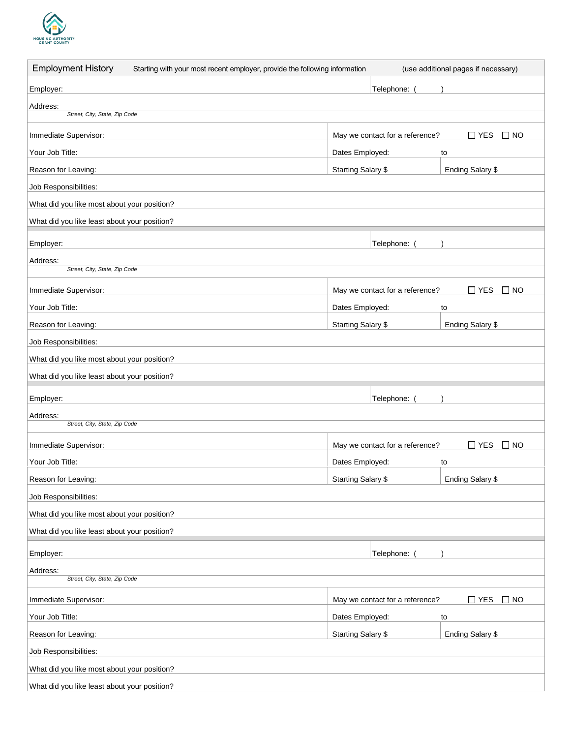HOUSING AUTHORITY
GRANT COUNTY

## Employment History

Starting with your most recent employer, provide the following information (use additional pages if necessary)

| | | |
|---|---|---|
| Employer: | Telephone: ( ) | |
| Address: *Street, City, State, Zip Code* | | |
| Immediate Supervisor: | May we contact for a reference? ☐ YES ☐ NO | |
| Your Job Title: | Dates Employed: to | |
| Reason for Leaving: | Starting Salary $ | Ending Salary $ |
| Job Responsibilities: | | |
| What did you like most about your position? | | |
| What did you like least about your position? | | |

| | | |
|---|---|---|
| Employer: | Telephone: ( ) | |
| Address: *Street, City, State, Zip Code* | | |
| Immediate Supervisor: | May we contact for a reference? ☐ YES ☐ NO | |
| Your Job Title: | Dates Employed: to | |
| Reason for Leaving: | Starting Salary $ | Ending Salary $ |
| Job Responsibilities: | | |
| What did you like most about your position? | | |
| What did you like least about your position? | | |

| | | |
|---|---|---|
| Employer: | Telephone: ( ) | |
| Address: *Street, City, State, Zip Code* | | |
| Immediate Supervisor: | May we contact for a reference? ☐ YES ☐ NO | |
| Your Job Title: | Dates Employed: to | |
| Reason for Leaving: | Starting Salary $ | Ending Salary $ |
| Job Responsibilities: | | |
| What did you like most about your position? | | |
| What did you like least about your position? | | |

| | | |
|---|---|---|
| Employer: | Telephone: ( ) | |
| Address: *Street, City, State, Zip Code* | | |
| Immediate Supervisor: | May we contact for a reference? ☐ YES ☐ NO | |
| Your Job Title: | Dates Employed: to | |
| Reason for Leaving: | Starting Salary $ | Ending Salary $ |
| Job Responsibilities: | | |
| What did you like most about your position? | | |
| What did you like least about your position? | | |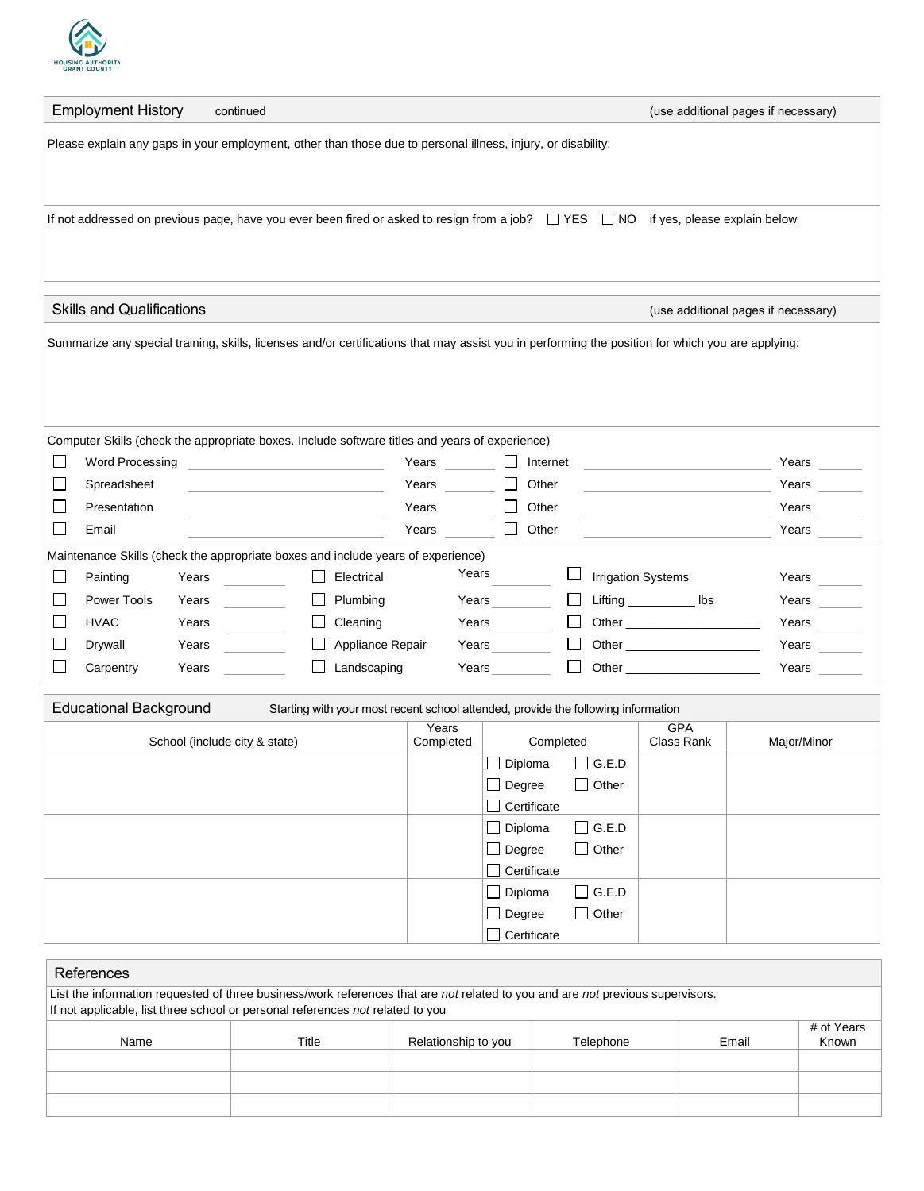HOUSING AUTHORITY GRANT COUNTY

## Employment History continued

(use additional pages if necessary)

Please explain any gaps in your employment, other than those due to personal illness, injury, or disability:

If not addressed on previous page, have you ever been fired or asked to resign from a job? ☐ YES ☐ NO if yes, please explain below

## Skills and Qualifications

(use additional pages if necessary)

Summarize any special training, skills, licenses and/or certifications that may assist you in performing the position for which you are applying:

Computer Skills (check the appropriate boxes. Include software titles and years of experience)

| | | | | |
|---|---|---|---|---|
| ☐ Word Processing | ________ | Years ____ | ☐ Internet ________ | Years ____ |
| ☐ Spreadsheet | ________ | Years ____ | ☐ Other ________ | Years ____ |
| ☐ Presentation | ________ | Years ____ | ☐ Other ________ | Years ____ |
| ☐ Email | ________ | Years ____ | ☐ Other ________ | Years ____ |

Maintenance Skills (check the appropriate boxes and include years of experience)

| | | | | | |
|---|---|---|---|---|---|
| ☐ Painting | Years ____ | ☐ Electrical | Years ____ | ☐ Irrigation Systems | Years ____ |
| ☐ Power Tools | Years ____ | ☐ Plumbing | Years ____ | ☐ Lifting ________ lbs | Years ____ |
| ☐ HVAC | Years ____ | ☐ Cleaning | Years ____ | ☐ Other ________ | Years ____ |
| ☐ Drywall | Years ____ | ☐ Appliance Repair | Years ____ | ☐ Other ________ | Years ____ |
| ☐ Carpentry | Years ____ | ☐ Landscaping | Years ____ | ☐ Other ________ | Years ____ |

## Educational Background

Starting with your most recent school attended, provide the following information

| School (include city & state) | Years Completed | Completed | GPA Class Rank | Major/Minor |
|---|---|---|---|---|
| | | ☐ Diploma ☐ G.E.D ☐ Degree ☐ Other ☐ Certificate | | |
| | | ☐ Diploma ☐ G.E.D ☐ Degree ☐ Other ☐ Certificate | | |
| | | ☐ Diploma ☐ G.E.D ☐ Degree ☐ Other ☐ Certificate | | |

## References

List the information requested of three business/work references that are *not* related to you and are *not* previous supervisors.
If not applicable, list three school or personal references *not* related to you

| Name | Title | Relationship to you | Telephone | Email | # of Years Known |
|---|---|---|---|---|---|
| | | | | | |
| | | | | | |
| | | | | | |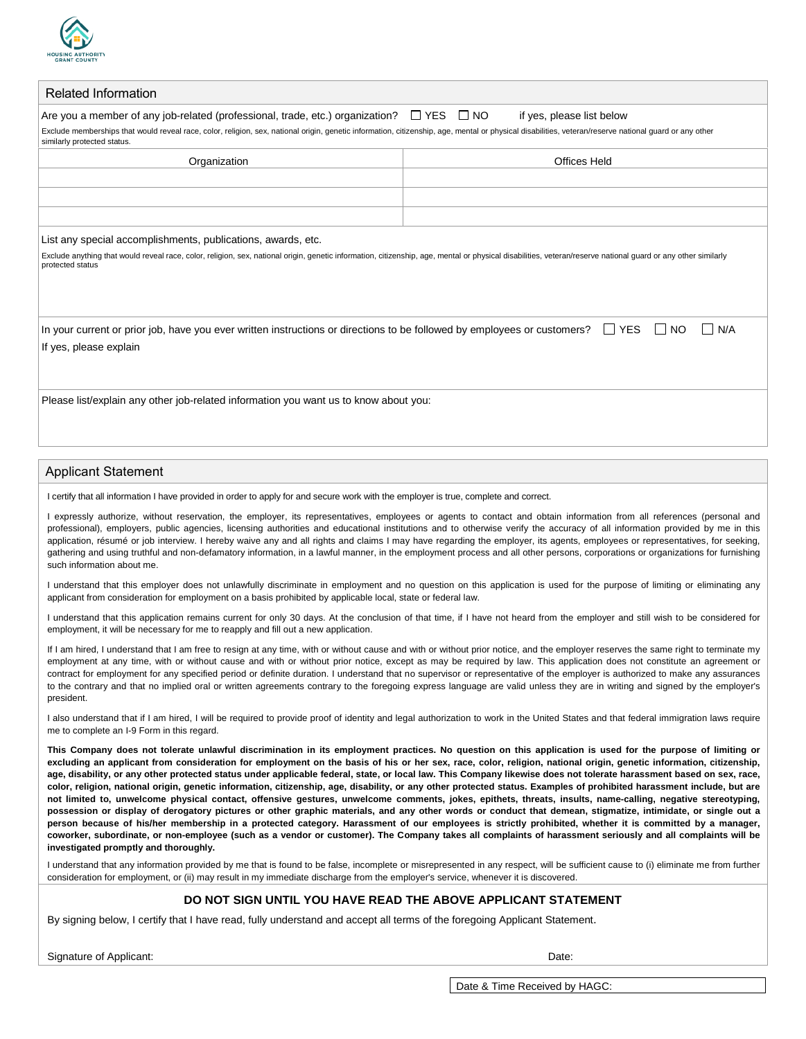HOUSING AUTHORITY GRANT COUNTY

## Related Information

Are you a member of any job-related (professional, trade, etc.) organization? ☐ YES ☐ NO if yes, please list below

Exclude memberships that would reveal race, color, religion, sex, national origin, genetic information, citizenship, age, mental or physical disabilities, veteran/reserve national guard or any other similarly protected status.

| Organization | Offices Held |
| --- | --- |
| | |
| | |
| | |

List any special accomplishments, publications, awards, etc.

Exclude anything that would reveal race, color, religion, sex, national origin, genetic information, citizenship, age, mental or physical disabilities, veteran/reserve national guard or any other similarly protected status

In your current or prior job, have you ever written instructions or directions to be followed by employees or customers? ☐ YES ☐ NO ☐ N/A

If yes, please explain

Please list/explain any other job-related information you want us to know about you:

## Applicant Statement

I certify that all information I have provided in order to apply for and secure work with the employer is true, complete and correct.

I expressly authorize, without reservation, the employer, its representatives, employees or agents to contact and obtain information from all references (personal and professional), employers, public agencies, licensing authorities and educational institutions and to otherwise verify the accuracy of all information provided by me in this application, résumé or job interview. I hereby waive any and all rights and claims I may have regarding the employer, its agents, employees or representatives, for seeking, gathering and using truthful and non-defamatory information, in a lawful manner, in the employment process and all other persons, corporations or organizations for furnishing such information about me.

I understand that this employer does not unlawfully discriminate in employment and no question on this application is used for the purpose of limiting or eliminating any applicant from consideration for employment on a basis prohibited by applicable local, state or federal law.

I understand that this application remains current for only 30 days. At the conclusion of that time, if I have not heard from the employer and still wish to be considered for employment, it will be necessary for me to reapply and fill out a new application.

If I am hired, I understand that I am free to resign at any time, with or without cause and with or without prior notice, and the employer reserves the same right to terminate my employment at any time, with or without cause and with or without prior notice, except as may be required by law. This application does not constitute an agreement or contract for employment for any specified period or definite duration. I understand that no supervisor or representative of the employer is authorized to make any assurances to the contrary and that no implied oral or written agreements contrary to the foregoing express language are valid unless they are in writing and signed by the employer's president.

I also understand that if I am hired, I will be required to provide proof of identity and legal authorization to work in the United States and that federal immigration laws require me to complete an I-9 Form in this regard.

**This Company does not tolerate unlawful discrimination in its employment practices. No question on this application is used for the purpose of limiting or excluding an applicant from consideration for employment on the basis of his or her sex, race, color, religion, national origin, genetic information, citizenship, age, disability, or any other protected status under applicable federal, state, or local law. This Company likewise does not tolerate harassment based on sex, race, color, religion, national origin, genetic information, citizenship, age, disability, or any other protected status. Examples of prohibited harassment include, but are not limited to, unwelcome physical contact, offensive gestures, unwelcome comments, jokes, epithets, threats, insults, name-calling, negative stereotyping, possession or display of derogatory pictures or other graphic materials, and any other words or conduct that demean, stigmatize, intimidate, or single out a person because of his/her membership in a protected category. Harassment of our employees is strictly prohibited, whether it is committed by a manager, coworker, subordinate, or non-employee (such as a vendor or customer). The Company takes all complaints of harassment seriously and all complaints will be investigated promptly and thoroughly.**

I understand that any information provided by me that is found to be false, incomplete or misrepresented in any respect, will be sufficient cause to (i) eliminate me from further consideration for employment, or (ii) may result in my immediate discharge from the employer's service, whenever it is discovered.

**DO NOT SIGN UNTIL YOU HAVE READ THE ABOVE APPLICANT STATEMENT**

By signing below, I certify that I have read, fully understand and accept all terms of the foregoing Applicant Statement.

Signature of Applicant: Date:

Date & Time Received by HAGC: